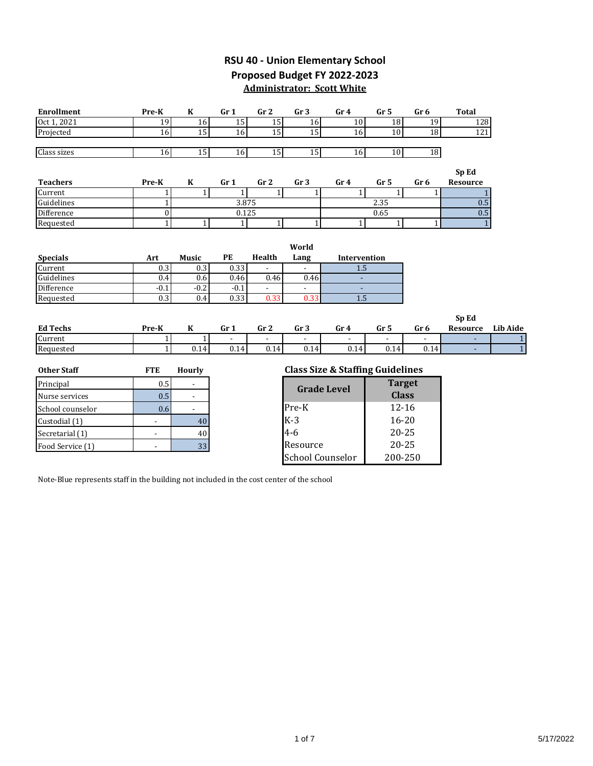# RSU 40 - Union Elementary School
## Proposed Budget FY 2022-2023
### Administrator: Scott White

| Enrollment | Pre-K | K | Gr 1 | Gr 2 | Gr 3 | Gr 4 | Gr 5 | Gr 6 | Total |
|---|---|---|---|---|---|---|---|---|---|
| Oct 1, 2021 | 19 | 16 | 15 | 15 | 16 | 10 | 18 | 19 | 128 |
| Projected | 16 | 15 | 16 | 15 | 15 | 16 | 10 | 18 | 121 |
| | | | | | | | | | |
| Class sizes | 16 | 15 | 16 | 15 | 15 | 16 | 10 | 18 | |

| Teachers | Pre-K | K | Gr 1 | Gr 2 | Gr 3 | Gr 4 | Gr 5 | Gr 6 | Sp Ed Resource |
|---|---|---|---|---|---|---|---|---|---|
| Current | 1 | 1 | 1 | 1 | 1 | 1 | 1 | 1 | 1 |
| Guidelines | 1 | 3.875 | | | | 2.35 | | | 0.5 |
| Difference | 0 | 0.125 | | | | 0.65 | | | 0.5 |
| Requested | 1 | 1 | 1 | 1 | 1 | 1 | 1 | 1 | 1 |

| Specials | Art | Music | PE | Health | World Lang | Intervention |
|---|---|---|---|---|---|---|
| Current | 0.3 | 0.3 | 0.33 | - | - | 1.5 |
| Guidelines | 0.4 | 0.6 | 0.46 | 0.46 | 0.46 | - |
| Difference | -0.1 | -0.2 | -0.1 | - | - | - |
| Requested | 0.3 | 0.4 | 0.33 | 0.33 | 0.33 | 1.5 |

| Ed Techs | Pre-K | K | Gr 1 | Gr 2 | Gr 3 | Gr 4 | Gr 5 | Gr 6 | Sp Ed Resource | Lib Aide |
|---|---|---|---|---|---|---|---|---|---|---|
| Current | 1 | 1 | - | - | - | - | - | - | - | 1 |
| Requested | 1 | 0.14 | 0.14 | 0.14 | 0.14 | 0.14 | 0.14 | 0.14 | - | 1 |

| Other Staff | FTE | Hourly |
|---|---|---|
| Principal | 0.5 | - |
| Nurse services | 0.5 | - |
| School counselor | 0.6 | - |
| Custodial (1) | - | 40 |
| Secretarial (1) | - | 40 |
| Food Service (1) | - | 33 |

**Class Size & Staffing Guidelines**

| Grade Level | Target Class |
|---|---|
| Pre-K | 12-16 |
| K-3 | 16-20 |
| 4-6 | 20-25 |
| Resource | 20-25 |
| School Counselor | 200-250 |

Note-Blue represents staff in the building not included in the cost center of the school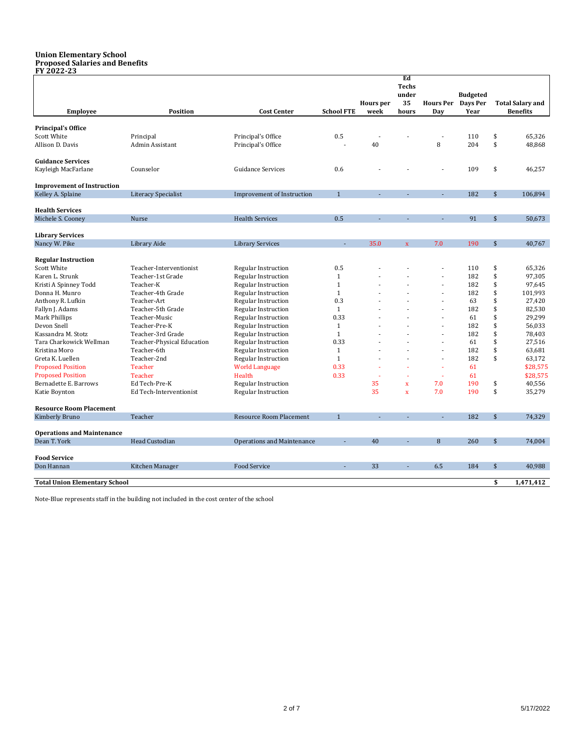**Union Elementary School**
**Proposed Salaries and Benefits**
**FY 2022-23**

| Employee | Position | Cost Center | School FTE | Hours per week | Ed Techs under 35 hours | Hours Per Day | Budgeted Days Per Year | Total Salary and Benefits |
|---|---|---|---|---|---|---|---|---|
| **Principal's Office** | | | | | | | | |
| Scott White | Principal | Principal's Office | 0.5 | - | - | - | 110 | $ 65,326 |
| Allison D. Davis | Admin Assistant | Principal's Office | - | 40 | | 8 | 204 | $ 48,868 |
| **Guidance Services** | | | | | | | | |
| Kayleigh MacFarlane | Counselor | Guidance Services | 0.6 | - | - | - | 109 | $ 46,257 |
| **Improvement of Instruction** | | | | | | | | |
| Kelley A. Splaine | Literacy Specialist | Improvement of Instruction | 1 | - | - | - | 182 | $ 106,894 |
| **Health Services** | | | | | | | | |
| Michele S. Cooney | Nurse | Health Services | 0.5 | - | - | - | 91 | $ 50,673 |
| **Library Services** | | | | | | | | |
| Nancy W. Pike | Library Aide | Library Services | - | 35.0 | x | 7.0 | 190 | $ 40,767 |
| **Regular Instruction** | | | | | | | | |
| Scott White | Teacher-Interventionist | Regular Instruction | 0.5 | - | - | - | 110 | $ 65,326 |
| Karen L. Strunk | Teacher-1st Grade | Regular Instruction | 1 | - | - | - | 182 | $ 97,305 |
| Kristi A Spinney Todd | Teacher-K | Regular Instruction | 1 | - | - | - | 182 | $ 97,645 |
| Donna H. Munro | Teacher-4th Grade | Regular Instruction | 1 | - | - | - | 182 | $ 101,993 |
| Anthony R. Lufkin | Teacher-Art | Regular Instruction | 0.3 | - | - | - | 63 | $ 27,420 |
| Fallyn J. Adams | Teacher-5th Grade | Regular Instruction | 1 | - | - | - | 182 | $ 82,530 |
| Mark Phillips | Teacher-Music | Regular Instruction | 0.33 | - | - | - | 61 | $ 29,299 |
| Devon Snell | Teacher-Pre-K | Regular Instruction | 1 | - | - | - | 182 | $ 56,033 |
| Kassandra M. Stotz | Teacher-3rd Grade | Regular Instruction | 1 | - | - | - | 182 | $ 78,403 |
| Tara Charkowick Wellman | Teacher-Physical Education | Regular Instruction | 0.33 | - | - | - | 61 | $ 27,516 |
| Kristina Moro | Teacher-6th | Regular Instruction | 1 | - | - | - | 182 | $ 63,681 |
| Greta K. Luellen | Teacher-2nd | Regular Instruction | 1 | - | - | - | 182 | $ 63,172 |
| Proposed Position | Teacher | World Language | 0.33 | - | - | - | 61 | $28,575 |
| Proposed Position | Teacher | Health | 0.33 | - | - | - | 61 | $28,575 |
| Bernadette E. Barrows | Ed Tech-Pre-K | Regular Instruction | | 35 | x | 7.0 | 190 | $ 40,556 |
| Katie Boynton | Ed Tech-Interventionist | Regular Instruction | | 35 | x | 7.0 | 190 | $ 35,279 |
| **Resource Room Placement** | | | | | | | | |
| Kimberly Bruno | Teacher | Resource Room Placement | 1 | - | - | - | 182 | $ 74,329 |
| **Operations and Maintenance** | | | | | | | | |
| Dean T. York | Head Custodian | Operations and Maintenance | - | 40 | - | 8 | 260 | $ 74,004 |
| **Food Service** | | | | | | | | |
| Don Hannan | Kitchen Manager | Food Service | - | 33 | - | 6.5 | 184 | $ 40,988 |
| **Total Union Elementary School** | | | | | | | | **$ 1,471,412** |

Note-Blue represents staff in the building not included in the cost center of the school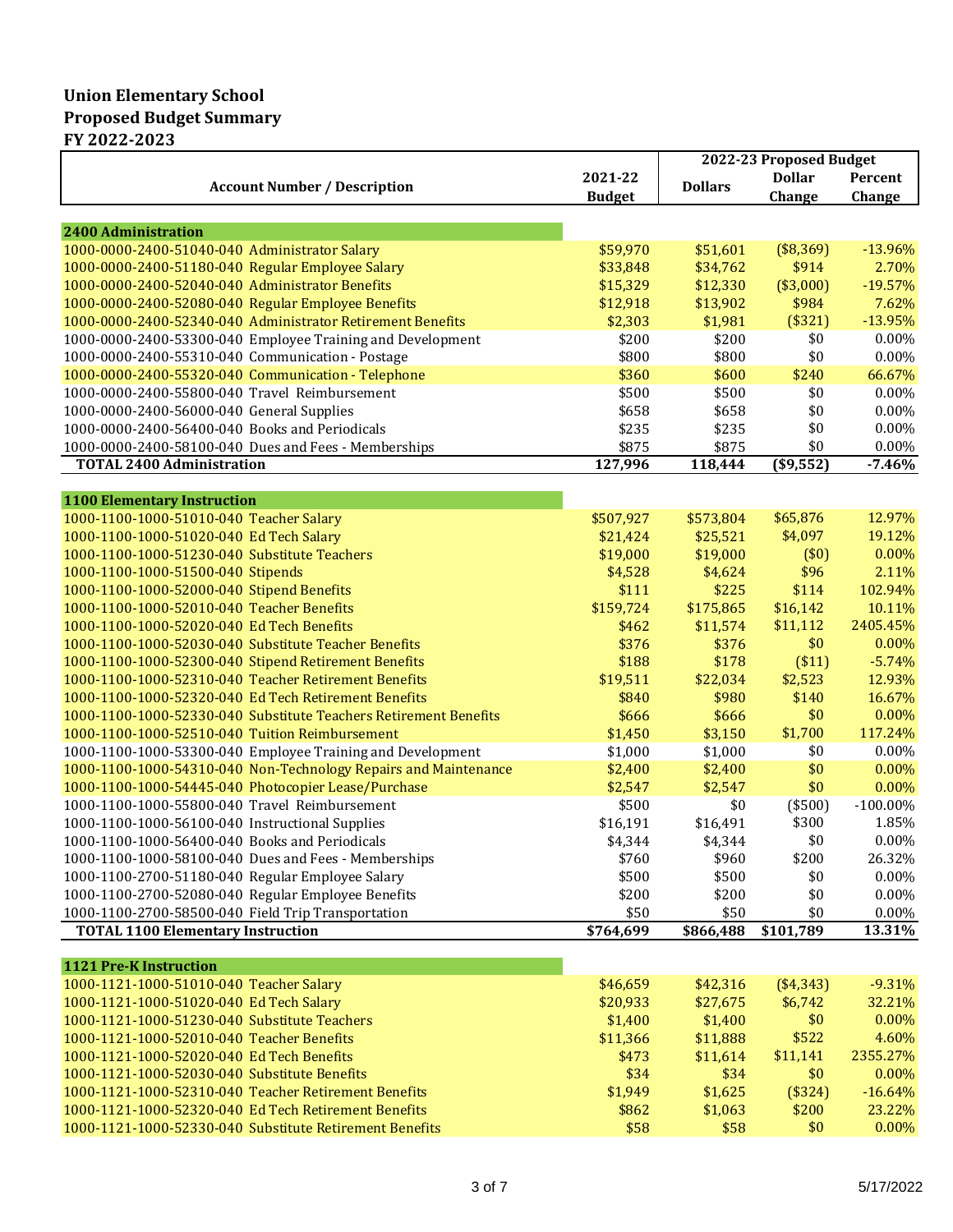**Union Elementary School**
**Proposed Budget Summary**
**FY 2022-2023**

| Account Number / Description | 2021-22 Budget | 2022-23 Proposed Budget | | |
|---|---|---|---|---|
| | | Dollars | Dollar Change | Percent Change |
| **2400 Administration** | | | | |
| 1000-0000-2400-51040-040 Administrator Salary | $59,970 | $51,601 | ($8,369) | -13.96% |
| 1000-0000-2400-51180-040 Regular Employee Salary | $33,848 | $34,762 | $914 | 2.70% |
| 1000-0000-2400-52040-040 Administrator Benefits | $15,329 | $12,330 | ($3,000) | -19.57% |
| 1000-0000-2400-52080-040 Regular Employee Benefits | $12,918 | $13,902 | $984 | 7.62% |
| 1000-0000-2400-52340-040 Administrator Retirement Benefits | $2,303 | $1,981 | ($321) | -13.95% |
| 1000-0000-2400-53300-040 Employee Training and Development | $200 | $200 | $0 | 0.00% |
| 1000-0000-2400-55310-040 Communication - Postage | $800 | $800 | $0 | 0.00% |
| 1000-0000-2400-55320-040 Communication - Telephone | $360 | $600 | $240 | 66.67% |
| 1000-0000-2400-55800-040 Travel Reimbursement | $500 | $500 | $0 | 0.00% |
| 1000-0000-2400-56000-040 General Supplies | $658 | $658 | $0 | 0.00% |
| 1000-0000-2400-56400-040 Books and Periodicals | $235 | $235 | $0 | 0.00% |
| 1000-0000-2400-58100-040 Dues and Fees - Memberships | $875 | $875 | $0 | 0.00% |
| **TOTAL 2400 Administration** | **127,996** | **118,444** | **($9,552)** | **-7.46%** |
| **1100 Elementary Instruction** | | | | |
| 1000-1100-1000-51010-040 Teacher Salary | $507,927 | $573,804 | $65,876 | 12.97% |
| 1000-1100-1000-51020-040 Ed Tech Salary | $21,424 | $25,521 | $4,097 | 19.12% |
| 1000-1100-1000-51230-040 Substitute Teachers | $19,000 | $19,000 | ($0) | 0.00% |
| 1000-1100-1000-51500-040 Stipends | $4,528 | $4,624 | $96 | 2.11% |
| 1000-1100-1000-52000-040 Stipend Benefits | $111 | $225 | $114 | 102.94% |
| 1000-1100-1000-52010-040 Teacher Benefits | $159,724 | $175,865 | $16,142 | 10.11% |
| 1000-1100-1000-52020-040 Ed Tech Benefits | $462 | $11,574 | $11,112 | 2405.45% |
| 1000-1100-1000-52030-040 Substitute Teacher Benefits | $376 | $376 | $0 | 0.00% |
| 1000-1100-1000-52300-040 Stipend Retirement Benefits | $188 | $178 | ($11) | -5.74% |
| 1000-1100-1000-52310-040 Teacher Retirement Benefits | $19,511 | $22,034 | $2,523 | 12.93% |
| 1000-1100-1000-52320-040 Ed Tech Retirement Benefits | $840 | $980 | $140 | 16.67% |
| 1000-1100-1000-52330-040 Substitute Teachers Retirement Benefits | $666 | $666 | $0 | 0.00% |
| 1000-1100-1000-52510-040 Tuition Reimbursement | $1,450 | $3,150 | $1,700 | 117.24% |
| 1000-1100-1000-53300-040 Employee Training and Development | $1,000 | $1,000 | $0 | 0.00% |
| 1000-1100-1000-54310-040 Non-Technology Repairs and Maintenance | $2,400 | $2,400 | $0 | 0.00% |
| 1000-1100-1000-54445-040 Photocopier Lease/Purchase | $2,547 | $2,547 | $0 | 0.00% |
| 1000-1100-1000-55800-040 Travel Reimbursement | $500 | $0 | ($500) | -100.00% |
| 1000-1100-1000-56100-040 Instructional Supplies | $16,191 | $16,491 | $300 | 1.85% |
| 1000-1100-1000-56400-040 Books and Periodicals | $4,344 | $4,344 | $0 | 0.00% |
| 1000-1100-1000-58100-040 Dues and Fees - Memberships | $760 | $960 | $200 | 26.32% |
| 1000-1100-2700-51180-040 Regular Employee Salary | $500 | $500 | $0 | 0.00% |
| 1000-1100-2700-52080-040 Regular Employee Benefits | $200 | $200 | $0 | 0.00% |
| 1000-1100-2700-58500-040 Field Trip Transportation | $50 | $50 | $0 | 0.00% |
| **TOTAL 1100 Elementary Instruction** | **$764,699** | **$866,488** | **$101,789** | **13.31%** |
| **1121 Pre-K Instruction** | | | | |
| 1000-1121-1000-51010-040 Teacher Salary | $46,659 | $42,316 | ($4,343) | -9.31% |
| 1000-1121-1000-51020-040 Ed Tech Salary | $20,933 | $27,675 | $6,742 | 32.21% |
| 1000-1121-1000-51230-040 Substitute Teachers | $1,400 | $1,400 | $0 | 0.00% |
| 1000-1121-1000-52010-040 Teacher Benefits | $11,366 | $11,888 | $522 | 4.60% |
| 1000-1121-1000-52020-040 Ed Tech Benefits | $473 | $11,614 | $11,141 | 2355.27% |
| 1000-1121-1000-52030-040 Substitute Benefits | $34 | $34 | $0 | 0.00% |
| 1000-1121-1000-52310-040 Teacher Retirement Benefits | $1,949 | $1,625 | ($324) | -16.64% |
| 1000-1121-1000-52320-040 Ed Tech Retirement Benefits | $862 | $1,063 | $200 | 23.22% |
| 1000-1121-1000-52330-040 Substitute Retirement Benefits | $58 | $58 | $0 | 0.00% |

5/17/2022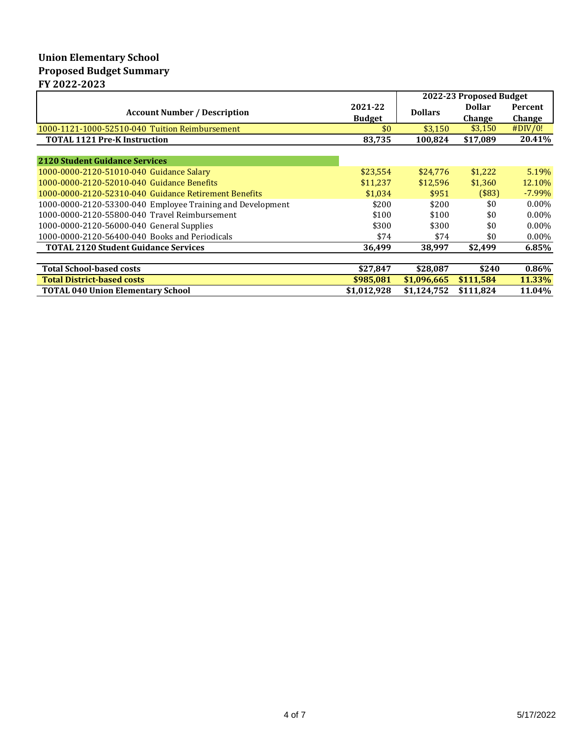**Union Elementary School**
**Proposed Budget Summary**
**FY 2022-2023**

| Account Number / Description | 2021-22 Budget | 2022-23 Proposed Budget | | |
|---|---|---|---|---|
| | | Dollars | Dollar Change | Percent Change |
| 1000-1121-1000-52510-040 Tuition Reimbursement | $0 | $3,150 | $3,150 | #DIV/0! |
| **TOTAL 1121 Pre-K Instruction** | **83,735** | **100,824** | **$17,089** | **20.41%** |
| | | | | |
| **2120 Student Guidance Services** | | | | |
| 1000-0000-2120-51010-040 Guidance Salary | $23,554 | $24,776 | $1,222 | 5.19% |
| 1000-0000-2120-52010-040 Guidance Benefits | $11,237 | $12,596 | $1,360 | 12.10% |
| 1000-0000-2120-52310-040 Guidance Retirement Benefits | $1,034 | $951 | ($83) | -7.99% |
| 1000-0000-2120-53300-040 Employee Training and Development | $200 | $200 | $0 | 0.00% |
| 1000-0000-2120-55800-040 Travel Reimbursement | $100 | $100 | $0 | 0.00% |
| 1000-0000-2120-56000-040 General Supplies | $300 | $300 | $0 | 0.00% |
| 1000-0000-2120-56400-040 Books and Periodicals | $74 | $74 | $0 | 0.00% |
| **TOTAL 2120 Student Guidance Services** | **36,499** | **38,997** | **$2,499** | **6.85%** |
| | | | | |
| **Total School-based costs** | **$27,847** | **$28,087** | **$240** | **0.86%** |
| **Total District-based costs** | **$985,081** | **$1,096,665** | **$111,584** | **11.33%** |
| **TOTAL 040 Union Elementary School** | **$1,012,928** | **$1,124,752** | **$111,824** | **11.04%** |

5/17/2022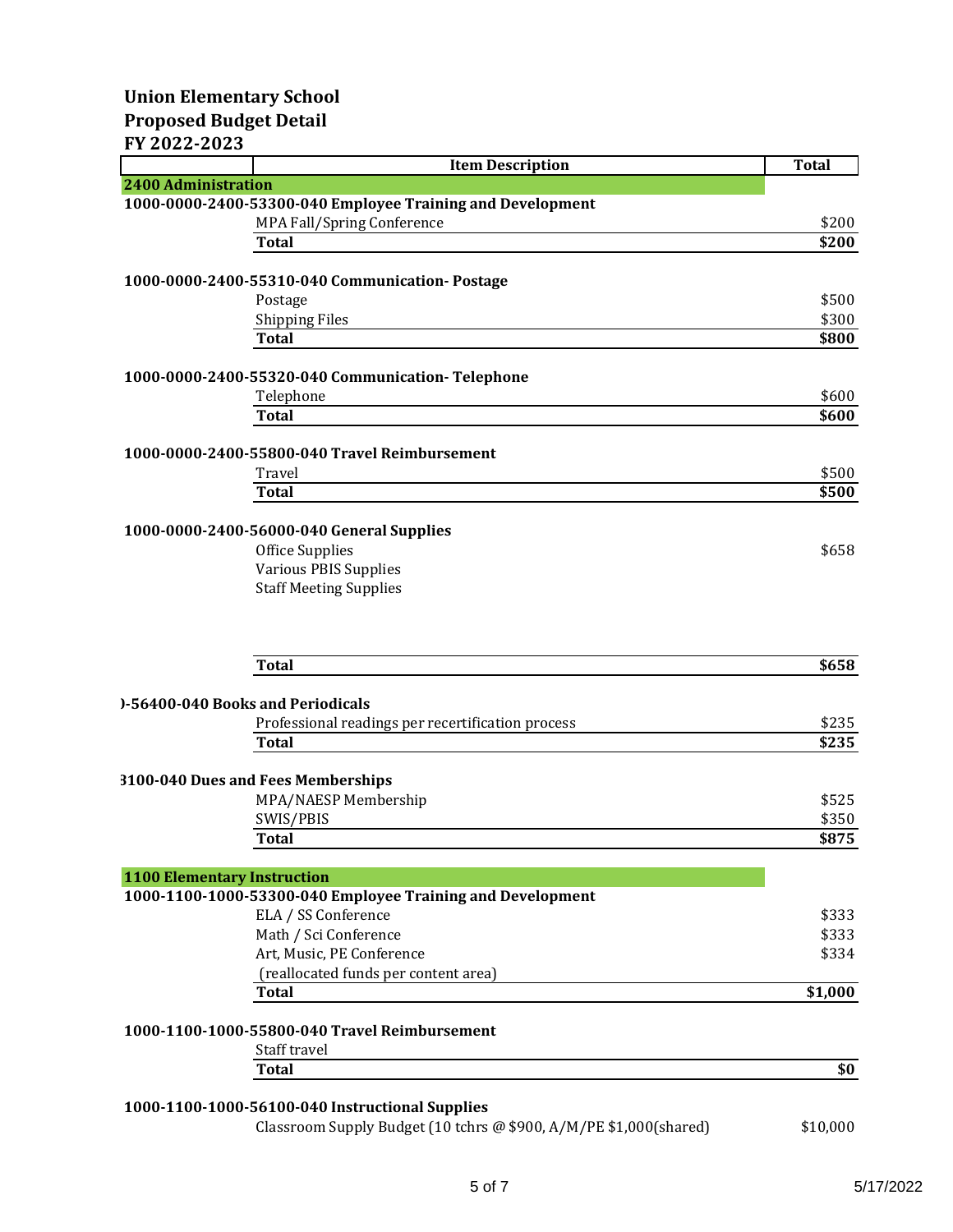# Union Elementary School
## Proposed Budget Detail
## FY 2022-2023

| | Item Description | Total |
|---|---|---|
| **2400 Administration** | | |
| **1000-0000-2400-53300-040 Employee Training and Development** | | |
| | MPA Fall/Spring Conference | $200 |
| | **Total** | **$200** |
| **1000-0000-2400-55310-040 Communication- Postage** | | |
| | Postage | $500 |
| | Shipping Files | $300 |
| | **Total** | **$800** |
| **1000-0000-2400-55320-040 Communication- Telephone** | | |
| | Telephone | $600 |
| | **Total** | **$600** |
| **1000-0000-2400-55800-040 Travel Reimbursement** | | |
| | Travel | $500 |
| | **Total** | **$500** |
| **1000-0000-2400-56000-040 General Supplies** | | |
| | Office Supplies | $658 |
| | Various PBIS Supplies | |
| | Staff Meeting Supplies | |
| | **Total** | **$658** |
| **)-56400-040 Books and Periodicals** | | |
| | Professional readings per recertification process | $235 |
| | **Total** | **$235** |
| **3100-040 Dues and Fees Memberships** | | |
| | MPA/NAESP Membership | $525 |
| | SWIS/PBIS | $350 |
| | **Total** | **$875** |
| **1100 Elementary Instruction** | | |
| **1000-1100-1000-53300-040 Employee Training and Development** | | |
| | ELA / SS Conference | $333 |
| | Math / Sci Conference | $333 |
| | Art, Music, PE Conference | $334 |
| | (reallocated funds per content area) | |
| | **Total** | **$1,000** |
| **1000-1100-1000-55800-040 Travel Reimbursement** | | |
| | Staff travel | |
| | **Total** | **$0** |
| **1000-1100-1000-56100-040 Instructional Supplies** | | |
| | Classroom Supply Budget (10 tchrs @ $900, A/M/PE $1,000(shared) | $10,000 |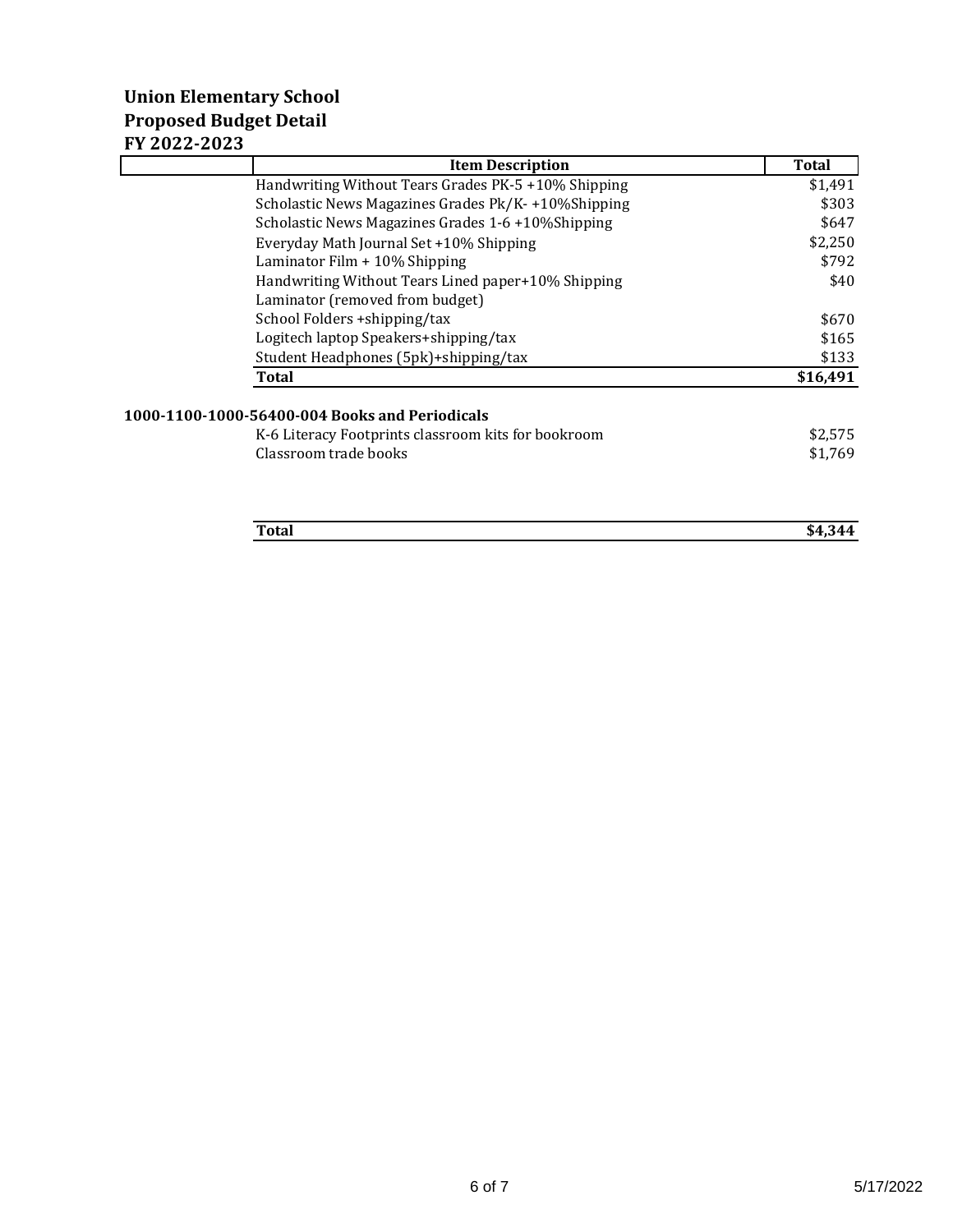**Union Elementary School**
**Proposed Budget Detail**
**FY 2022-2023**

| | Item Description | Total |
|---|---|---|
| | Handwriting Without Tears Grades PK-5 +10% Shipping | $1,491 |
| | Scholastic News Magazines Grades Pk/K- +10%Shipping | $303 |
| | Scholastic News Magazines Grades 1-6 +10%Shipping | $647 |
| | Everyday Math Journal Set +10% Shipping | $2,250 |
| | Laminator Film + 10% Shipping | $792 |
| | Handwriting Without Tears Lined paper+10% Shipping | $40 |
| | Laminator (removed from budget) | |
| | School Folders +shipping/tax | $670 |
| | Logitech laptop Speakers+shipping/tax | $165 |
| | Student Headphones (5pk)+shipping/tax | $133 |
| | **Total** | **$16,491** |

**1000-1100-1000-56400-004 Books and Periodicals**

| | Item Description | Total |
|---|---|---|
| | K-6 Literacy Footprints classroom kits for bookroom | $2,575 |
| | Classroom trade books | $1,769 |
| | **Total** | **$4,344** |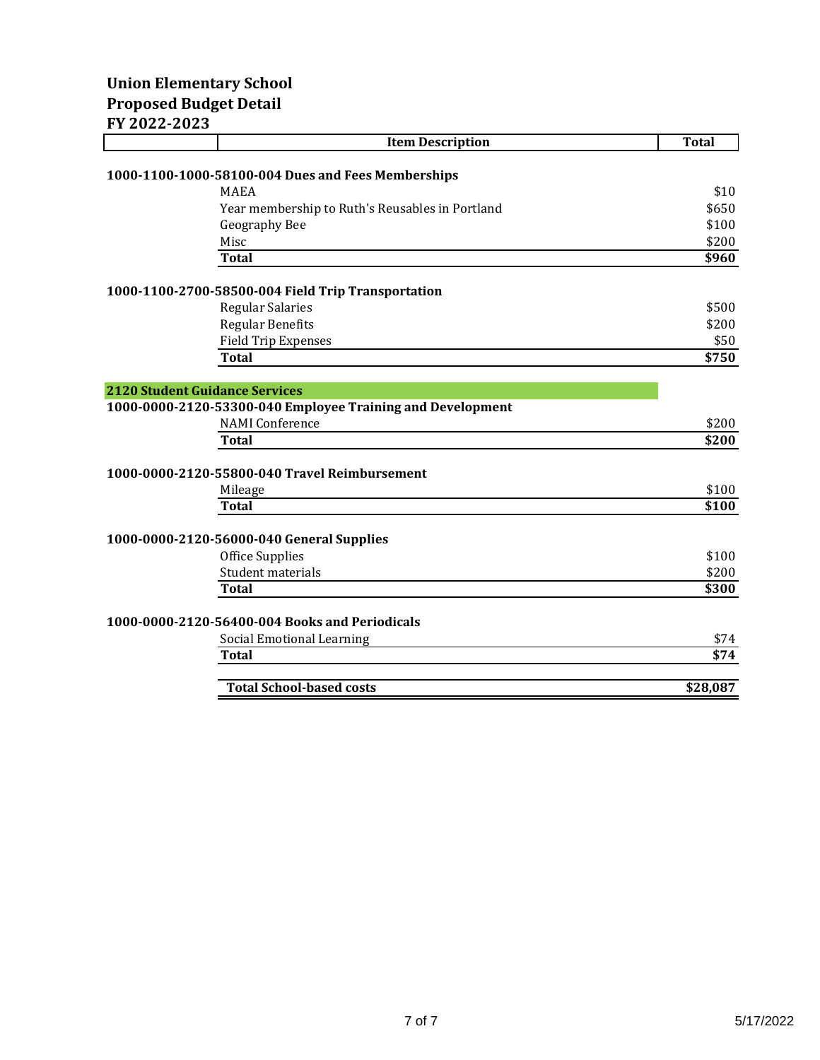**Union Elementary School**
**Proposed Budget Detail**
**FY 2022-2023**

| | Item Description | Total |
|---|---|---|
| **1000-1100-1000-58100-004 Dues and Fees Memberships** | | |
| | MAEA | $10 |
| | Year membership to Ruth's Reusables in Portland | $650 |
| | Geography Bee | $100 |
| | Misc | $200 |
| | **Total** | **$960** |
| **1000-1100-2700-58500-004 Field Trip Transportation** | | |
| | Regular Salaries | $500 |
| | Regular Benefits | $200 |
| | Field Trip Expenses | $50 |
| | **Total** | **$750** |
| **2120 Student Guidance Services** | | |
| **1000-0000-2120-53300-040 Employee Training and Development** | | |
| | NAMI Conference | $200 |
| | **Total** | **$200** |
| **1000-0000-2120-55800-040 Travel Reimbursement** | | |
| | Mileage | $100 |
| | **Total** | **$100** |
| **1000-0000-2120-56000-040 General Supplies** | | |
| | Office Supplies | $100 |
| | Student materials | $200 |
| | **Total** | **$300** |
| **1000-0000-2120-56400-004 Books and Periodicals** | | |
| | Social Emotional Learning | $74 |
| | **Total** | **$74** |
| | **Total School-based costs** | **$28,087** |